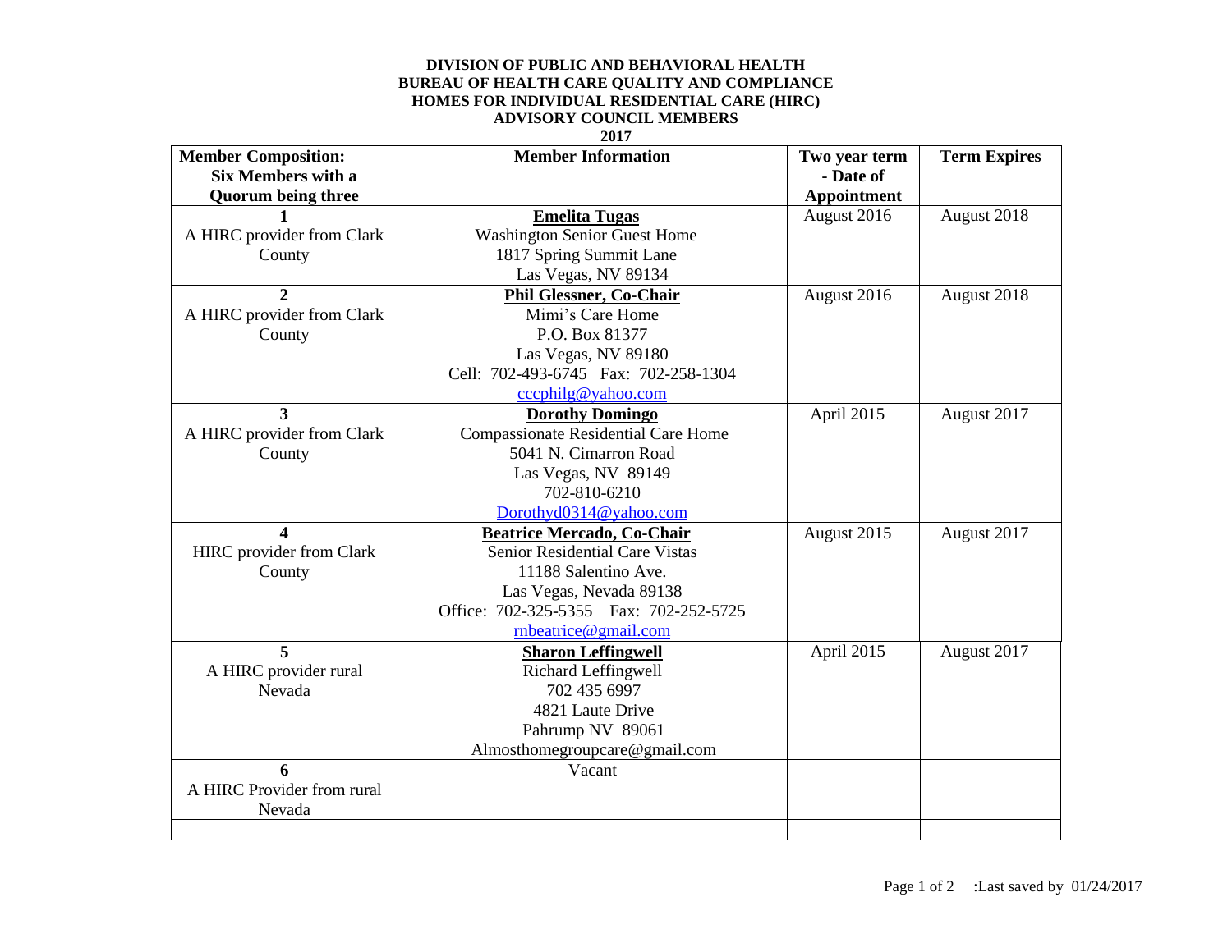**DIVISION OF PUBLIC AND BEHAVIORAL HEALTH**
**BUREAU OF HEALTH CARE QUALITY AND COMPLIANCE**
**HOMES FOR INDIVIDUAL RESIDENTIAL CARE (HIRC)**
**ADVISORY COUNCIL MEMBERS**
**2017**

| **Member Composition: Six Members with a Quorum being three** | **Member Information** | **Two year term - Date of Appointment** | **Term Expires** |
|---|---|---|---|
| **1** A HIRC provider from Clark County | **Emelita Tugas** Washington Senior Guest Home 1817 Spring Summit Lane Las Vegas, NV 89134 | August 2016 | August 2018 |
| **2** A HIRC provider from Clark County | **Phil Glessner, Co-Chair** Mimi's Care Home P.O. Box 81377 Las Vegas, NV 89180 Cell: 702-493-6745 Fax: 702-258-1304 cccphilg@yahoo.com | August 2016 | August 2018 |
| **3** A HIRC provider from Clark County | **Dorothy Domingo** Compassionate Residential Care Home 5041 N. Cimarron Road Las Vegas, NV 89149 702-810-6210 Dorothyd0314@yahoo.com | April 2015 | August 2017 |
| **4** HIRC provider from Clark County | **Beatrice Mercado, Co-Chair** Senior Residential Care Vistas 11188 Salentino Ave. Las Vegas, Nevada 89138 Office: 702-325-5355 Fax: 702-252-5725 rnbeatrice@gmail.com | August 2015 | August 2017 |
| **5** A HIRC provider rural Nevada | **Sharon Leffingwell** Richard Leffingwell 702 435 6997 4821 Laute Drive Pahrump NV 89061 Almosthomegroupcare@gmail.com | April 2015 | August 2017 |
| **6** A HIRC Provider from rural Nevada | Vacant | | |
| | | | |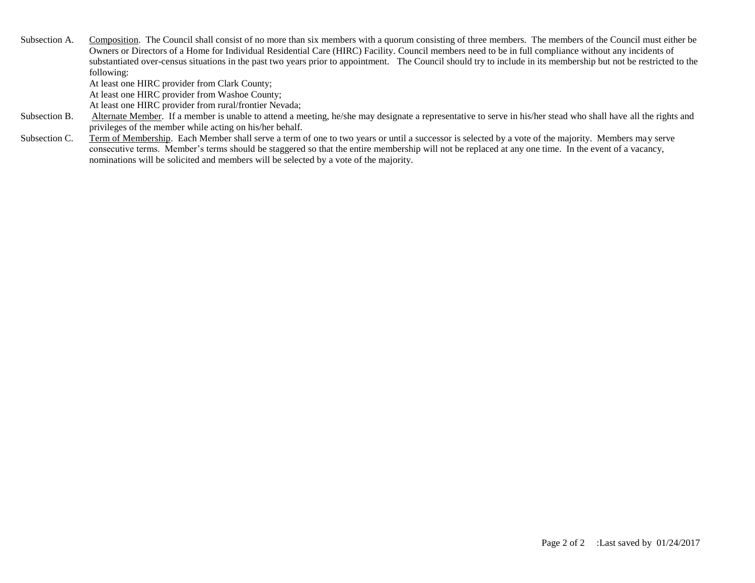Subsection A. Composition. The Council shall consist of no more than six members with a quorum consisting of three members. The members of the Council must either be Owners or Directors of a Home for Individual Residential Care (HIRC) Facility. Council members need to be in full compliance without any incidents of substantiated over-census situations in the past two years prior to appointment. The Council should try to include in its membership but not be restricted to the following:

At least one HIRC provider from Clark County;
At least one HIRC provider from Washoe County;
At least one HIRC provider from rural/frontier Nevada;

Subsection B. Alternate Member. If a member is unable to attend a meeting, he/she may designate a representative to serve in his/her stead who shall have all the rights and privileges of the member while acting on his/her behalf.

Subsection C. Term of Membership. Each Member shall serve a term of one to two years or until a successor is selected by a vote of the majority. Members may serve consecutive terms. Member's terms should be staggered so that the entire membership will not be replaced at any one time. In the event of a vacancy, nominations will be solicited and members will be selected by a vote of the majority.